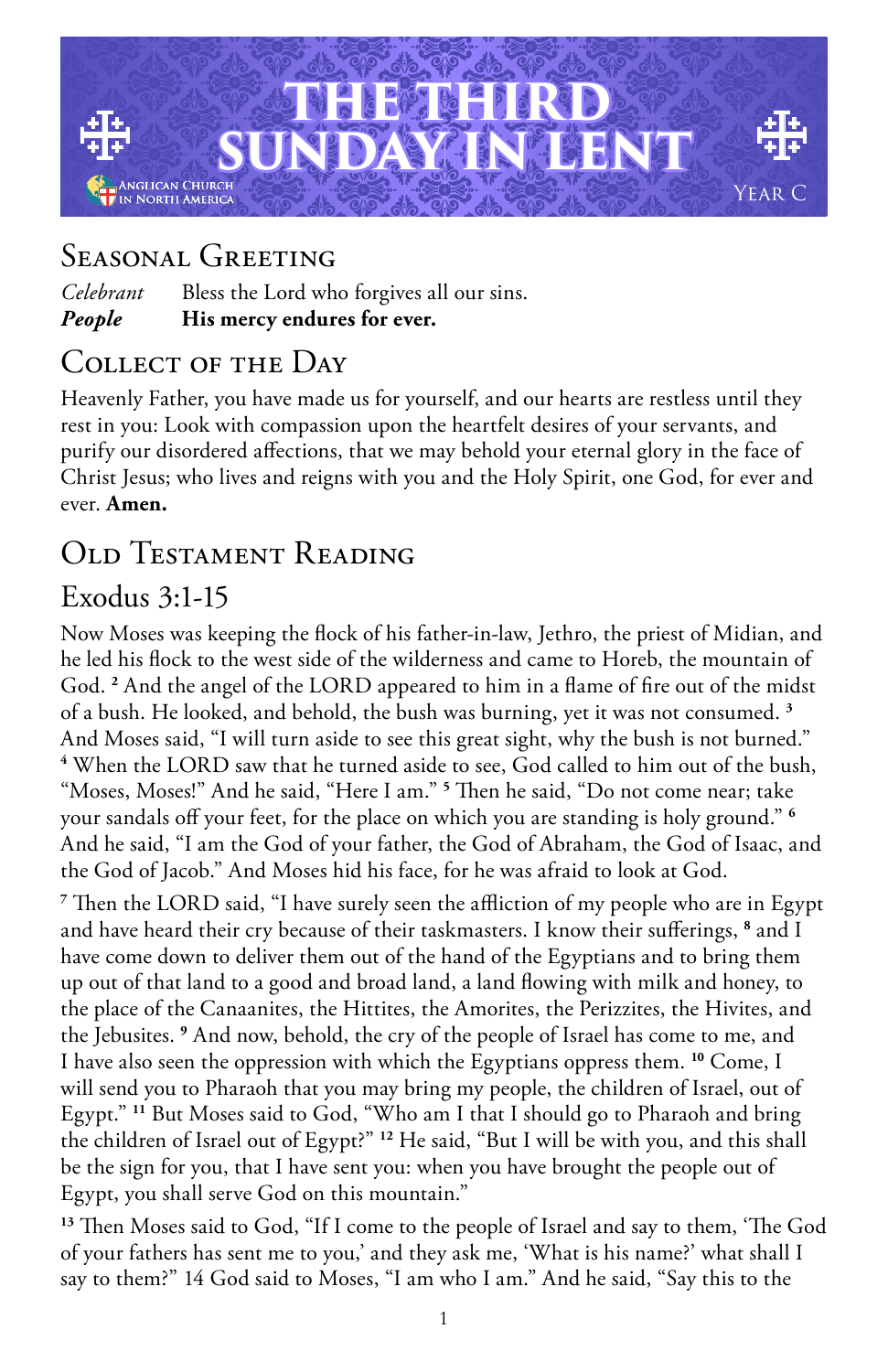# THE THIRD SUNDAY IN LENT

Anglican Church in North America

Year C

## Seasonal Greeting

*Celebrant* Bless the Lord who forgives all our sins.
***People*** **His mercy endures for ever.**

## Collect of the Day

Heavenly Father, you have made us for yourself, and our hearts are restless until they rest in you: Look with compassion upon the heartfelt desires of your servants, and purify our disordered affections, that we may behold your eternal glory in the face of Christ Jesus; who lives and reigns with you and the Holy Spirit, one God, for ever and ever. **Amen.**

## Old Testament Reading

### Exodus 3:1-15

Now Moses was keeping the flock of his father-in-law, Jethro, the priest of Midian, and he led his flock to the west side of the wilderness and came to Horeb, the mountain of God. [2] And the angel of the LORD appeared to him in a flame of fire out of the midst of a bush. He looked, and behold, the bush was burning, yet it was not consumed. [3] And Moses said, "I will turn aside to see this great sight, why the bush is not burned." [4] When the LORD saw that he turned aside to see, God called to him out of the bush, "Moses, Moses!" And he said, "Here I am." [5] Then he said, "Do not come near; take your sandals off your feet, for the place on which you are standing is holy ground." [6] And he said, "I am the God of your father, the God of Abraham, the God of Isaac, and the God of Jacob." And Moses hid his face, for he was afraid to look at God.

[7] Then the LORD said, "I have surely seen the affliction of my people who are in Egypt and have heard their cry because of their taskmasters. I know their sufferings, [8] and I have come down to deliver them out of the hand of the Egyptians and to bring them up out of that land to a good and broad land, a land flowing with milk and honey, to the place of the Canaanites, the Hittites, the Amorites, the Perizzites, the Hivites, and the Jebusites. [9] And now, behold, the cry of the people of Israel has come to me, and I have also seen the oppression with which the Egyptians oppress them. [10] Come, I will send you to Pharaoh that you may bring my people, the children of Israel, out of Egypt." [11] But Moses said to God, "Who am I that I should go to Pharaoh and bring the children of Israel out of Egypt?" [12] He said, "But I will be with you, and this shall be the sign for you, that I have sent you: when you have brought the people out of Egypt, you shall serve God on this mountain."

[13] Then Moses said to God, "If I come to the people of Israel and say to them, 'The God of your fathers has sent me to you,' and they ask me, 'What is his name?' what shall I say to them?" 14 God said to Moses, "I am who I am." And he said, "Say this to the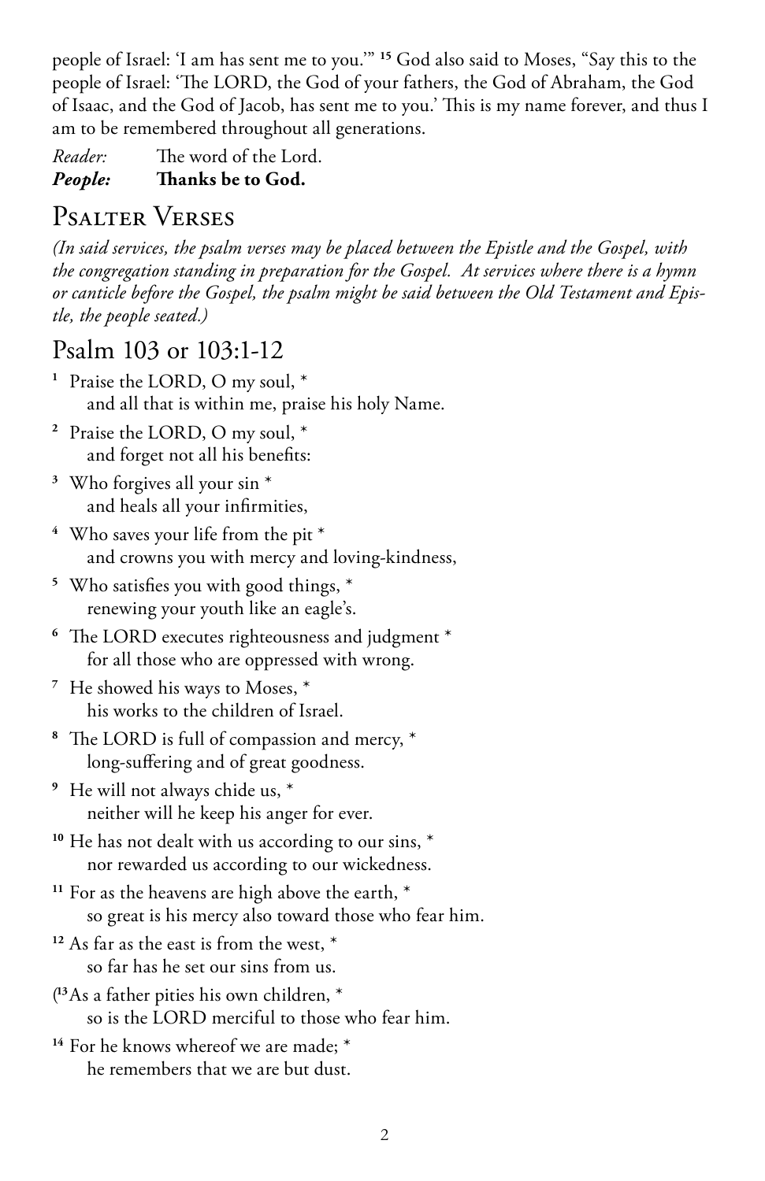people of Israel: 'I am has sent me to you.'" [15] God also said to Moses, "Say this to the people of Israel: 'The LORD, the God of your fathers, the God of Abraham, the God of Isaac, and the God of Jacob, has sent me to you.' This is my name forever, and thus I am to be remembered throughout all generations.

*Reader:* The word of the Lord.
***People:*** **Thanks be to God.**

## Psalter Verses

*(In said services, the psalm verses may be placed between the Epistle and the Gospel, with the congregation standing in preparation for the Gospel. At services where there is a hymn or canticle before the Gospel, the psalm might be said between the Old Testament and Epistle, the people seated.)*

## Psalm 103 or 103:1-12

[1] Praise the LORD, O my soul, *
    and all that is within me, praise his holy Name.

[2] Praise the LORD, O my soul, *
    and forget not all his benefits:

[3] Who forgives all your sin *
    and heals all your infirmities,

[4] Who saves your life from the pit *
    and crowns you with mercy and loving-kindness,

[5] Who satisfies you with good things, *
    renewing your youth like an eagle's.

[6] The LORD executes righteousness and judgment *
    for all those who are oppressed with wrong.

[7] He showed his ways to Moses, *
    his works to the children of Israel.

[8] The LORD is full of compassion and mercy, *
    long-suffering and of great goodness.

[9] He will not always chide us, *
    neither will he keep his anger for ever.

[10] He has not dealt with us according to our sins, *
    nor rewarded us according to our wickedness.

[11] For as the heavens are high above the earth, *
    so great is his mercy also toward those who fear him.

[12] As far as the east is from the west, *
    so far has he set our sins from us.

([13] As a father pities his own children, *
    so is the LORD merciful to those who fear him.

[14] For he knows whereof we are made; *
    he remembers that we are but dust.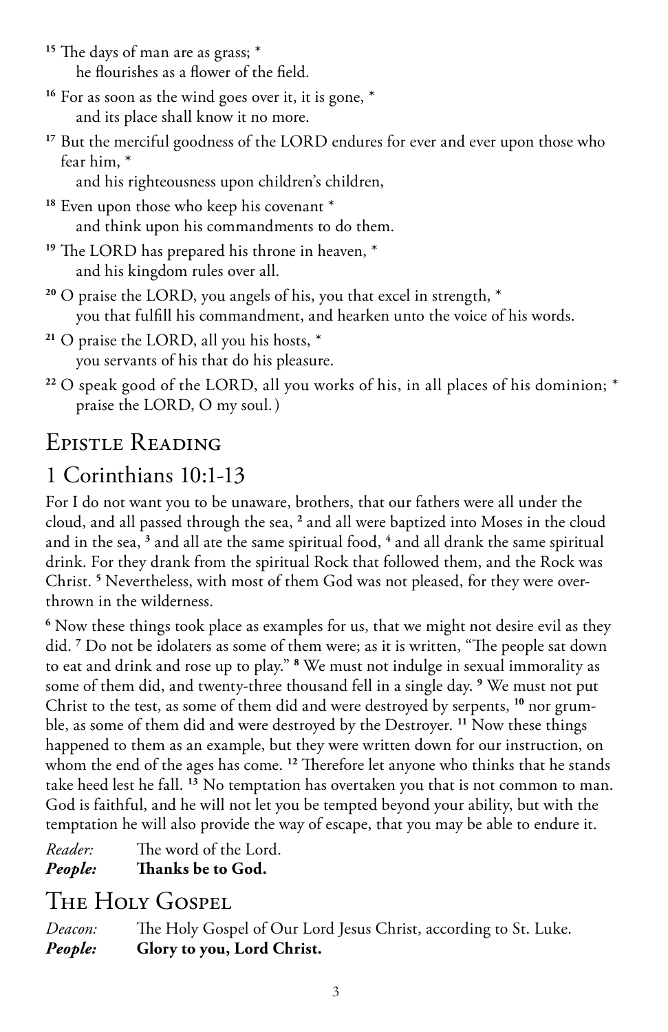[15] The days of man are as grass; *
he flourishes as a flower of the field.

[16] For as soon as the wind goes over it, it is gone, *
and its place shall know it no more.

[17] But the merciful goodness of the LORD endures for ever and ever upon those who fear him, *
and his righteousness upon children's children,

[18] Even upon those who keep his covenant *
and think upon his commandments to do them.

[19] The LORD has prepared his throne in heaven, *
and his kingdom rules over all.

[20] O praise the LORD, you angels of his, you that excel in strength, *
you that fulfill his commandment, and hearken unto the voice of his words.

[21] O praise the LORD, all you his hosts, *
you servants of his that do his pleasure.

[22] O speak good of the LORD, all you works of his, in all places of his dominion; *
praise the LORD, O my soul.)

# Epistle Reading

## 1 Corinthians 10:1-13

For I do not want you to be unaware, brothers, that our fathers were all under the cloud, and all passed through the sea, [2] and all were baptized into Moses in the cloud and in the sea, [3] and all ate the same spiritual food, [4] and all drank the same spiritual drink. For they drank from the spiritual Rock that followed them, and the Rock was Christ. [5] Nevertheless, with most of them God was not pleased, for they were overthrown in the wilderness.

[6] Now these things took place as examples for us, that we might not desire evil as they did. [7] Do not be idolaters as some of them were; as it is written, "The people sat down to eat and drink and rose up to play." [8] We must not indulge in sexual immorality as some of them did, and twenty-three thousand fell in a single day. [9] We must not put Christ to the test, as some of them did and were destroyed by serpents, [10] nor grumble, as some of them did and were destroyed by the Destroyer. [11] Now these things happened to them as an example, but they were written down for our instruction, on whom the end of the ages has come. [12] Therefore let anyone who thinks that he stands take heed lest he fall. [13] No temptation has overtaken you that is not common to man. God is faithful, and he will not let you be tempted beyond your ability, but with the temptation he will also provide the way of escape, that you may be able to endure it.

*Reader:* The word of the Lord.
***People:*** **Thanks be to God.**

# The Holy Gospel

*Deacon:* The Holy Gospel of Our Lord Jesus Christ, according to St. Luke.
***People:*** **Glory to you, Lord Christ.**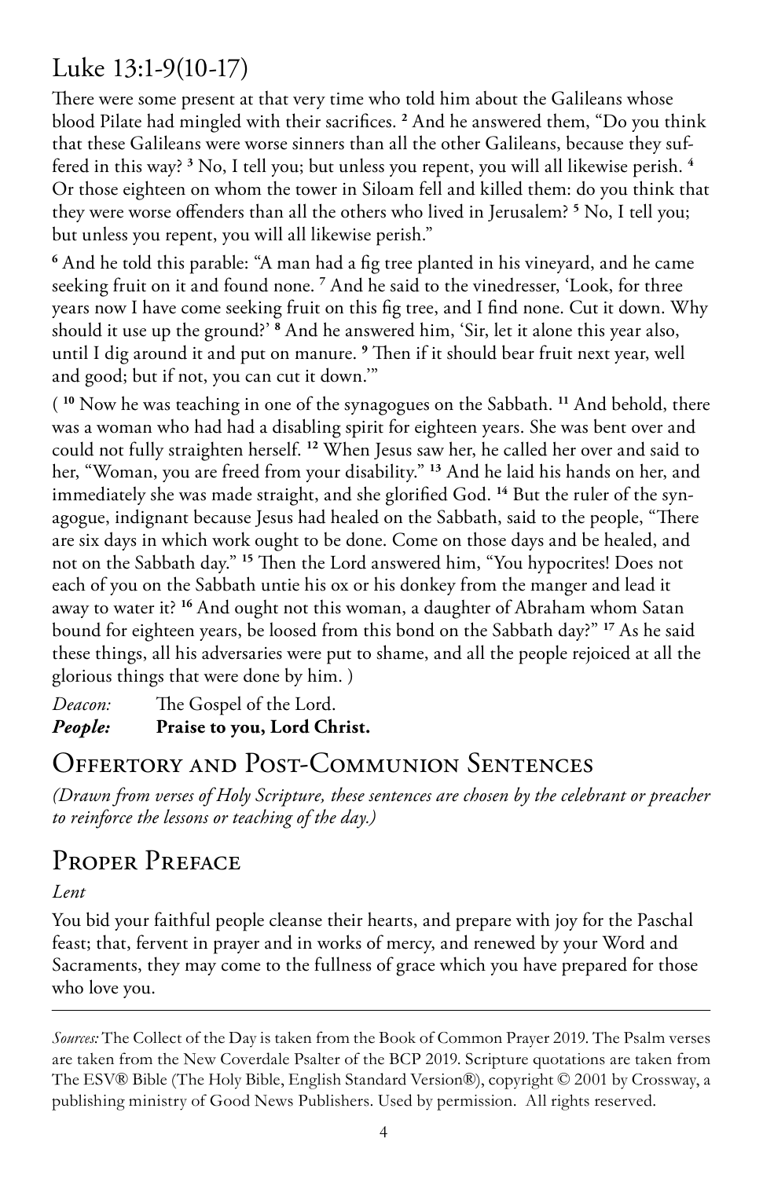## Luke 13:1-9(10-17)

There were some present at that very time who told him about the Galileans whose blood Pilate had mingled with their sacrifices. [2] And he answered them, "Do you think that these Galileans were worse sinners than all the other Galileans, because they suffered in this way? [3] No, I tell you; but unless you repent, you will all likewise perish. [4] Or those eighteen on whom the tower in Siloam fell and killed them: do you think that they were worse offenders than all the others who lived in Jerusalem? [5] No, I tell you; but unless you repent, you will all likewise perish."

[6] And he told this parable: "A man had a fig tree planted in his vineyard, and he came seeking fruit on it and found none. [7] And he said to the vinedresser, 'Look, for three years now I have come seeking fruit on this fig tree, and I find none. Cut it down. Why should it use up the ground?' [8] And he answered him, 'Sir, let it alone this year also, until I dig around it and put on manure. [9] Then if it should bear fruit next year, well and good; but if not, you can cut it down.'"

( [10] Now he was teaching in one of the synagogues on the Sabbath. [11] And behold, there was a woman who had had a disabling spirit for eighteen years. She was bent over and could not fully straighten herself. [12] When Jesus saw her, he called her over and said to her, "Woman, you are freed from your disability." [13] And he laid his hands on her, and immediately she was made straight, and she glorified God. [14] But the ruler of the synagogue, indignant because Jesus had healed on the Sabbath, said to the people, "There are six days in which work ought to be done. Come on those days and be healed, and not on the Sabbath day." [15] Then the Lord answered him, "You hypocrites! Does not each of you on the Sabbath untie his ox or his donkey from the manger and lead it away to water it? [16] And ought not this woman, a daughter of Abraham whom Satan bound for eighteen years, be loosed from this bond on the Sabbath day?" [17] As he said these things, all his adversaries were put to shame, and all the people rejoiced at all the glorious things that were done by him. )

*Deacon:* The Gospel of the Lord.
***People:*** **Praise to you, Lord Christ.**

## Offertory and Post-Communion Sentences

*(Drawn from verses of Holy Scripture, these sentences are chosen by the celebrant or preacher to reinforce the lessons or teaching of the day.)*

## Proper Preface

*Lent*

You bid your faithful people cleanse their hearts, and prepare with joy for the Paschal feast; that, fervent in prayer and in works of mercy, and renewed by your Word and Sacraments, they may come to the fullness of grace which you have prepared for those who love you.

---

*Sources:* The Collect of the Day is taken from the Book of Common Prayer 2019. The Psalm verses are taken from the New Coverdale Psalter of the BCP 2019. Scripture quotations are taken from The ESV® Bible (The Holy Bible, English Standard Version®), copyright © 2001 by Crossway, a publishing ministry of Good News Publishers. Used by permission. All rights reserved.